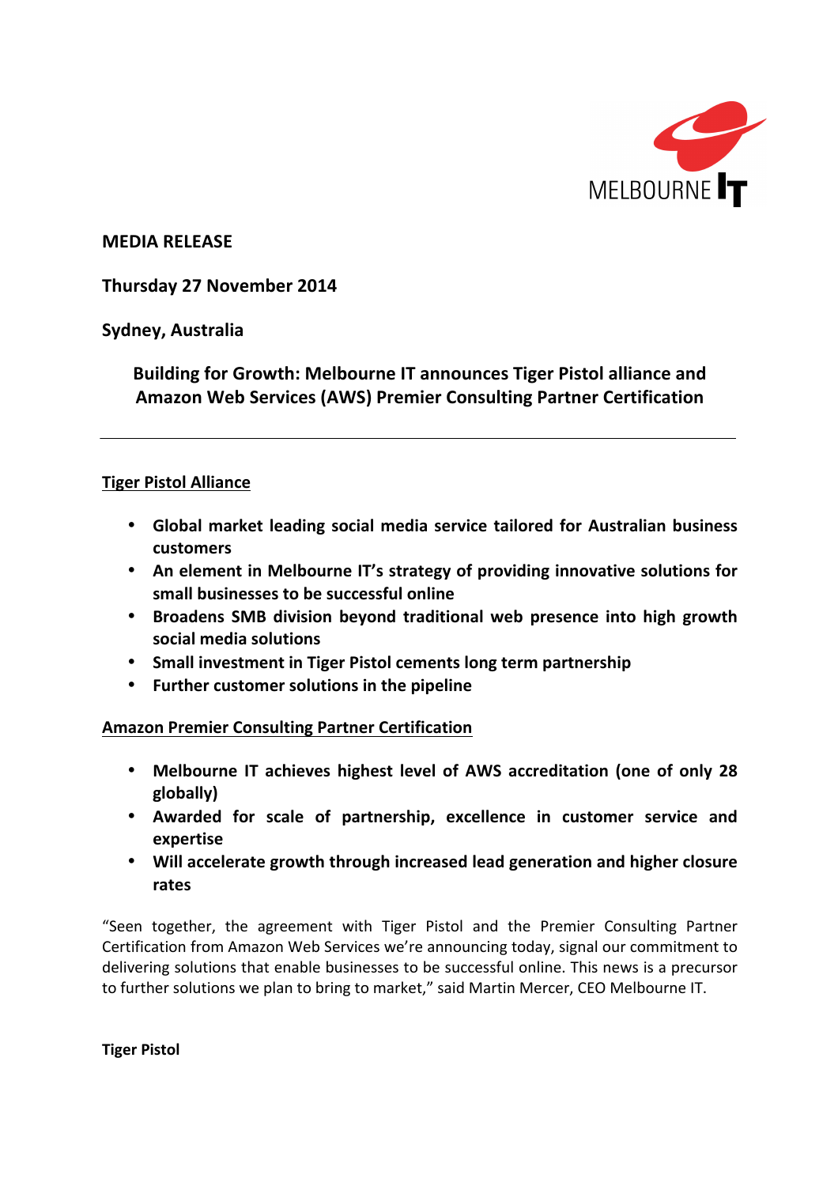**MEDIA RELEASE**

**Thursday 27 November 2014**

**Sydney, Australia**

# Building for Growth: Melbourne IT announces Tiger Pistol alliance and Amazon Web Services (AWS) Premier Consulting Partner Certification

---

## Tiger Pistol Alliance

- **Global market leading social media service tailored for Australian business customers**
- **An element in Melbourne IT's strategy of providing innovative solutions for small businesses to be successful online**
- **Broadens SMB division beyond traditional web presence into high growth social media solutions**
- **Small investment in Tiger Pistol cements long term partnership**
- **Further customer solutions in the pipeline**

## Amazon Premier Consulting Partner Certification

- **Melbourne IT achieves highest level of AWS accreditation (one of only 28 globally)**
- **Awarded for scale of partnership, excellence in customer service and expertise**
- **Will accelerate growth through increased lead generation and higher closure rates**

"Seen together, the agreement with Tiger Pistol and the Premier Consulting Partner Certification from Amazon Web Services we're announcing today, signal our commitment to delivering solutions that enable businesses to be successful online. This news is a precursor to further solutions we plan to bring to market," said Martin Mercer, CEO Melbourne IT.

**Tiger Pistol**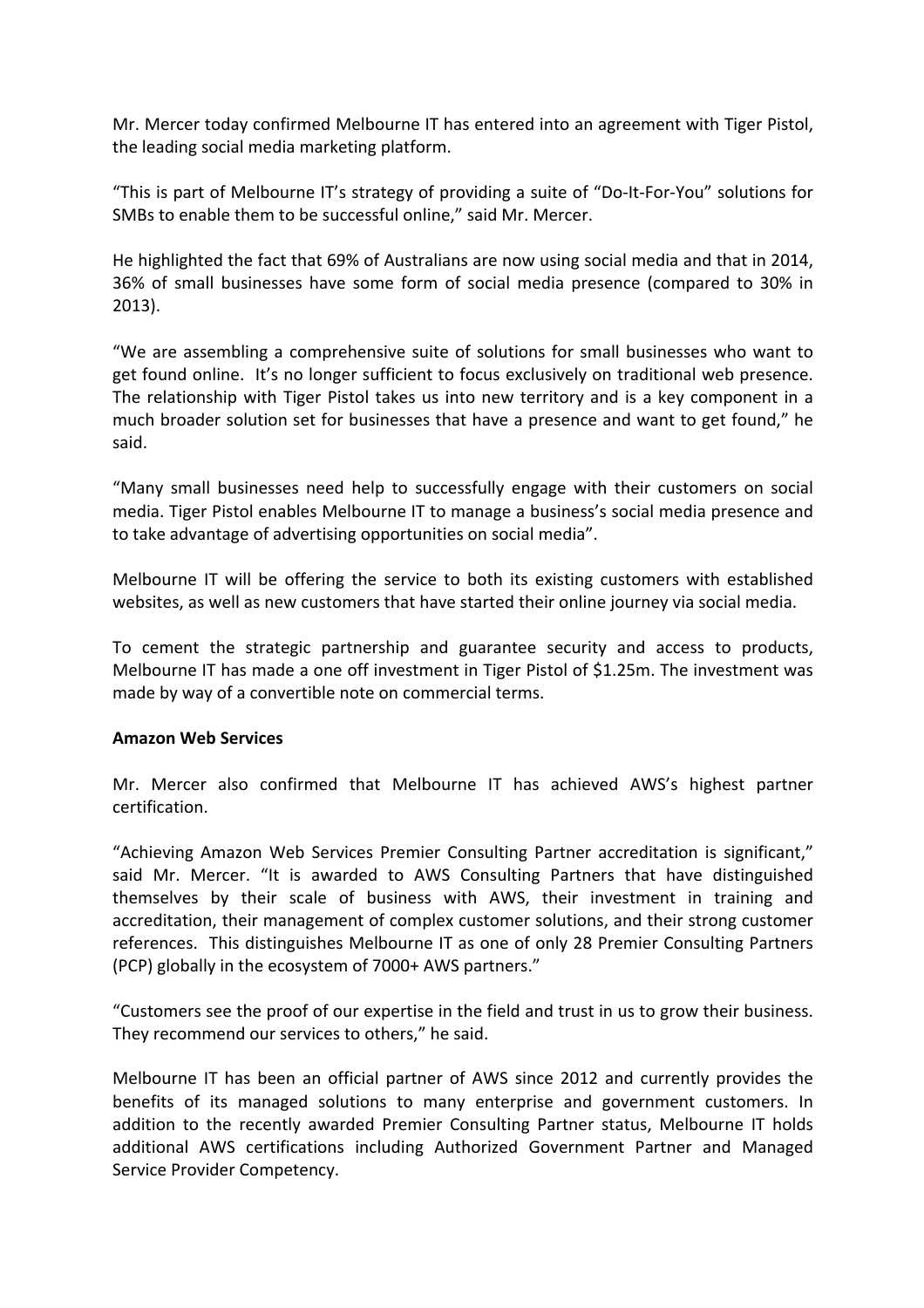Mr. Mercer today confirmed Melbourne IT has entered into an agreement with Tiger Pistol, the leading social media marketing platform.

“This is part of Melbourne IT’s strategy of providing a suite of “Do-It-For-You” solutions for SMBs to enable them to be successful online,” said Mr. Mercer.

He highlighted the fact that 69% of Australians are now using social media and that in 2014, 36% of small businesses have some form of social media presence (compared to 30% in 2013).

“We are assembling a comprehensive suite of solutions for small businesses who want to get found online. It’s no longer sufficient to focus exclusively on traditional web presence. The relationship with Tiger Pistol takes us into new territory and is a key component in a much broader solution set for businesses that have a presence and want to get found,” he said.

“Many small businesses need help to successfully engage with their customers on social media. Tiger Pistol enables Melbourne IT to manage a business’s social media presence and to take advantage of advertising opportunities on social media”.

Melbourne IT will be offering the service to both its existing customers with established websites, as well as new customers that have started their online journey via social media.

To cement the strategic partnership and guarantee security and access to products, Melbourne IT has made a one off investment in Tiger Pistol of $1.25m. The investment was made by way of a convertible note on commercial terms.

**Amazon Web Services**

Mr. Mercer also confirmed that Melbourne IT has achieved AWS’s highest partner certification.

“Achieving Amazon Web Services Premier Consulting Partner accreditation is significant,” said Mr. Mercer. “It is awarded to AWS Consulting Partners that have distinguished themselves by their scale of business with AWS, their investment in training and accreditation, their management of complex customer solutions, and their strong customer references. This distinguishes Melbourne IT as one of only 28 Premier Consulting Partners (PCP) globally in the ecosystem of 7000+ AWS partners.”

“Customers see the proof of our expertise in the field and trust in us to grow their business. They recommend our services to others,” he said.

Melbourne IT has been an official partner of AWS since 2012 and currently provides the benefits of its managed solutions to many enterprise and government customers. In addition to the recently awarded Premier Consulting Partner status, Melbourne IT holds additional AWS certifications including Authorized Government Partner and Managed Service Provider Competency.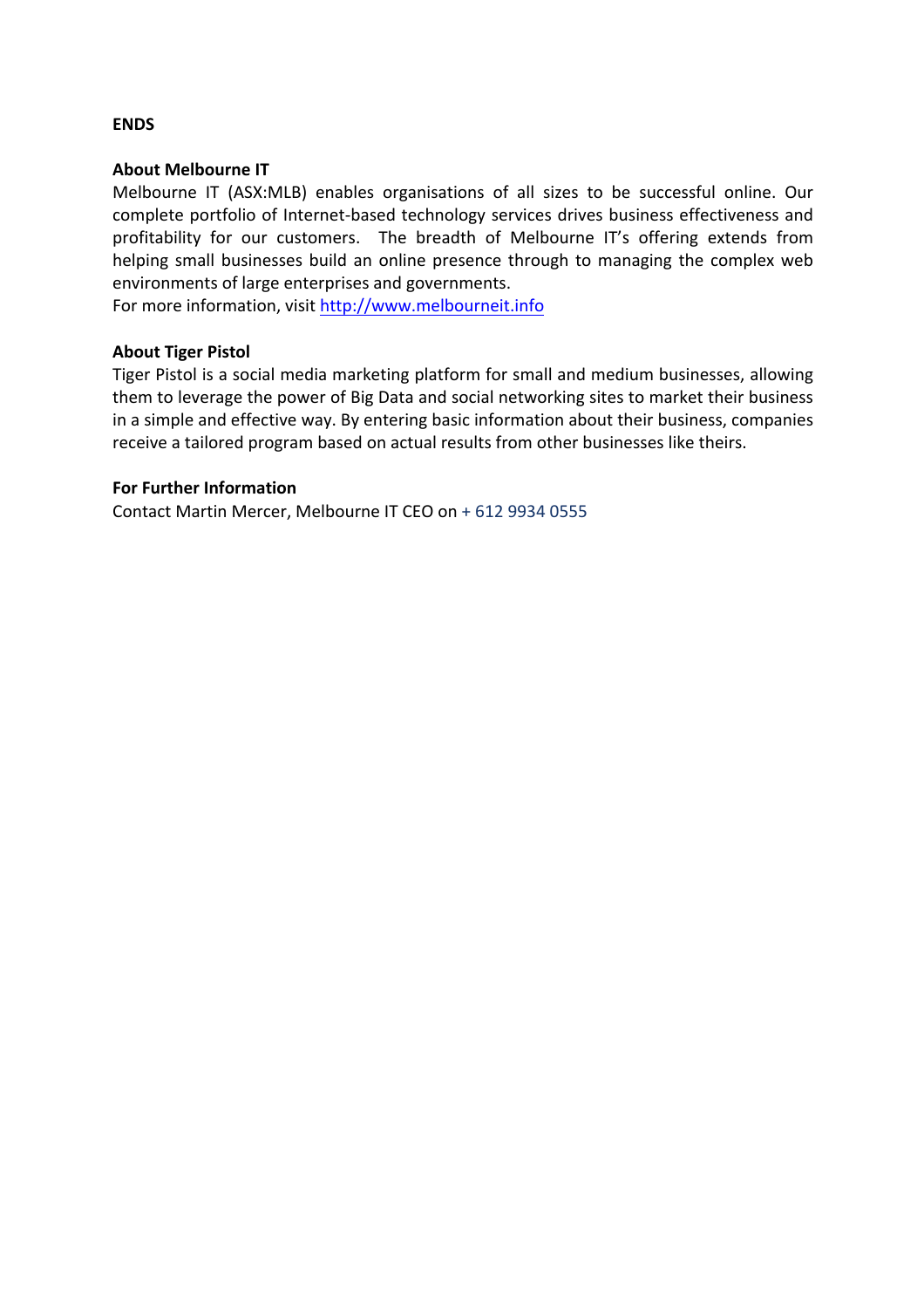**ENDS**

**About Melbourne IT**

Melbourne IT (ASX:MLB) enables organisations of all sizes to be successful online. Our complete portfolio of Internet-based technology services drives business effectiveness and profitability for our customers. The breadth of Melbourne IT's offering extends from helping small businesses build an online presence through to managing the complex web environments of large enterprises and governments.
For more information, visit http://www.melbourneit.info

**About Tiger Pistol**

Tiger Pistol is a social media marketing platform for small and medium businesses, allowing them to leverage the power of Big Data and social networking sites to market their business in a simple and effective way. By entering basic information about their business, companies receive a tailored program based on actual results from other businesses like theirs.

**For Further Information**

Contact Martin Mercer, Melbourne IT CEO on + 612 9934 0555